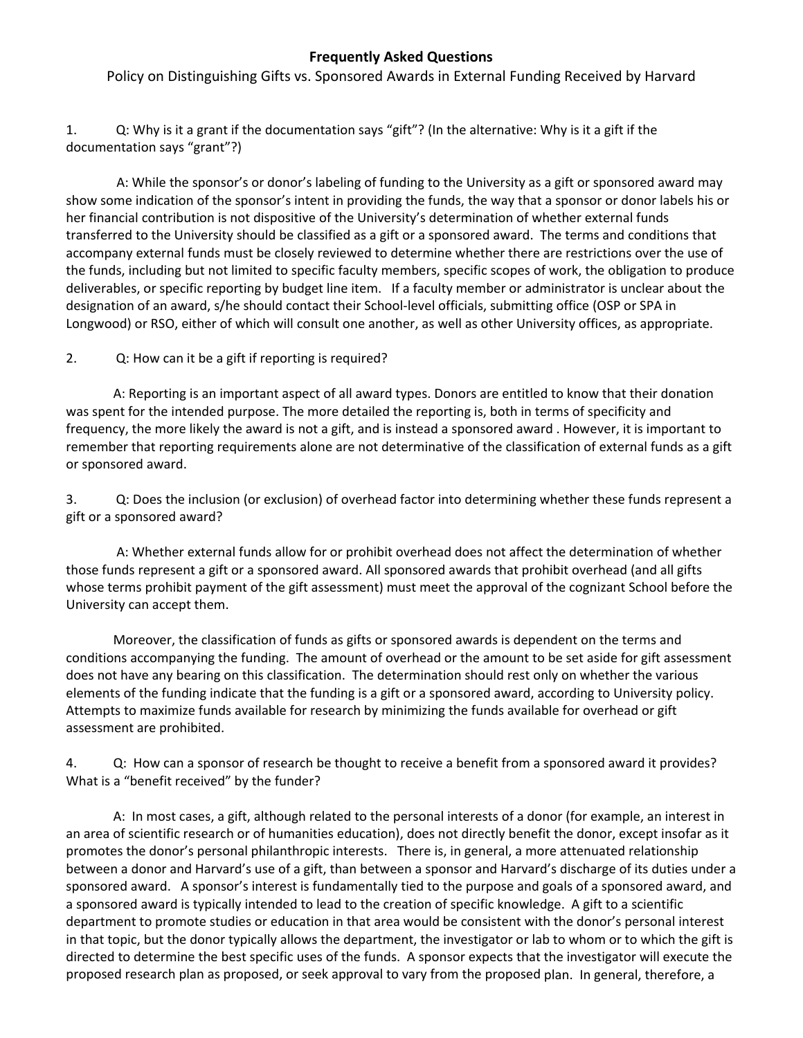# Frequently Asked Questions

## Policy on Distinguishing Gifts vs. Sponsored Awards in External Funding Received by Harvard

1. Q: Why is it a grant if the documentation says "gift"? (In the alternative: Why is it a gift if the documentation says "grant"?)

   A: While the sponsor's or donor's labeling of funding to the University as a gift or sponsored award may show some indication of the sponsor's intent in providing the funds, the way that a sponsor or donor labels his or her financial contribution is not dispositive of the University's determination of whether external funds transferred to the University should be classified as a gift or a sponsored award. The terms and conditions that accompany external funds must be closely reviewed to determine whether there are restrictions over the use of the funds, including but not limited to specific faculty members, specific scopes of work, the obligation to produce deliverables, or specific reporting by budget line item. If a faculty member or administrator is unclear about the designation of an award, s/he should contact their School-level officials, submitting office (OSP or SPA in Longwood) or RSO, either of which will consult one another, as well as other University offices, as appropriate.

2. Q: How can it be a gift if reporting is required?

   A: Reporting is an important aspect of all award types. Donors are entitled to know that their donation was spent for the intended purpose. The more detailed the reporting is, both in terms of specificity and frequency, the more likely the award is not a gift, and is instead a sponsored award . However, it is important to remember that reporting requirements alone are not determinative of the classification of external funds as a gift or sponsored award.

3. Q: Does the inclusion (or exclusion) of overhead factor into determining whether these funds represent a gift or a sponsored award?

   A: Whether external funds allow for or prohibit overhead does not affect the determination of whether those funds represent a gift or a sponsored award. All sponsored awards that prohibit overhead (and all gifts whose terms prohibit payment of the gift assessment) must meet the approval of the cognizant School before the University can accept them.

   Moreover, the classification of funds as gifts or sponsored awards is dependent on the terms and conditions accompanying the funding. The amount of overhead or the amount to be set aside for gift assessment does not have any bearing on this classification. The determination should rest only on whether the various elements of the funding indicate that the funding is a gift or a sponsored award, according to University policy. Attempts to maximize funds available for research by minimizing the funds available for overhead or gift assessment are prohibited.

4. Q: How can a sponsor of research be thought to receive a benefit from a sponsored award it provides? What is a "benefit received" by the funder?

   A: In most cases, a gift, although related to the personal interests of a donor (for example, an interest in an area of scientific research or of humanities education), does not directly benefit the donor, except insofar as it promotes the donor's personal philanthropic interests. There is, in general, a more attenuated relationship between a donor and Harvard's use of a gift, than between a sponsor and Harvard's discharge of its duties under a sponsored award. A sponsor's interest is fundamentally tied to the purpose and goals of a sponsored award, and a sponsored award is typically intended to lead to the creation of specific knowledge. A gift to a scientific department to promote studies or education in that area would be consistent with the donor's personal interest in that topic, but the donor typically allows the department, the investigator or lab to whom or to which the gift is directed to determine the best specific uses of the funds. A sponsor expects that the investigator will execute the proposed research plan as proposed, or seek approval to vary from the proposed plan. In general, therefore, a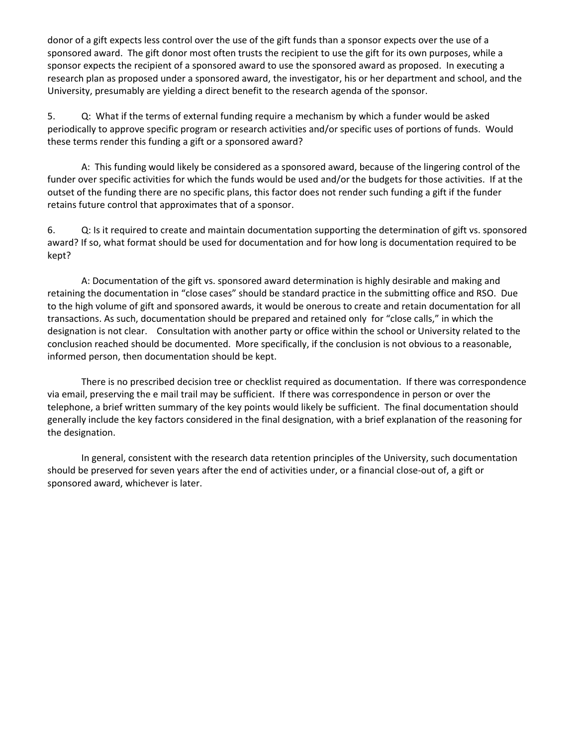donor of a gift expects less control over the use of the gift funds than a sponsor expects over the use of a sponsored award. The gift donor most often trusts the recipient to use the gift for its own purposes, while a sponsor expects the recipient of a sponsored award to use the sponsored award as proposed. In executing a research plan as proposed under a sponsored award, the investigator, his or her department and school, and the University, presumably are yielding a direct benefit to the research agenda of the sponsor.

5. Q: What if the terms of external funding require a mechanism by which a funder would be asked periodically to approve specific program or research activities and/or specific uses of portions of funds. Would these terms render this funding a gift or a sponsored award?

A: This funding would likely be considered as a sponsored award, because of the lingering control of the funder over specific activities for which the funds would be used and/or the budgets for those activities. If at the outset of the funding there are no specific plans, this factor does not render such funding a gift if the funder retains future control that approximates that of a sponsor.

6. Q: Is it required to create and maintain documentation supporting the determination of gift vs. sponsored award? If so, what format should be used for documentation and for how long is documentation required to be kept?

A: Documentation of the gift vs. sponsored award determination is highly desirable and making and retaining the documentation in "close cases" should be standard practice in the submitting office and RSO. Due to the high volume of gift and sponsored awards, it would be onerous to create and retain documentation for all transactions. As such, documentation should be prepared and retained only for "close calls," in which the designation is not clear. Consultation with another party or office within the school or University related to the conclusion reached should be documented. More specifically, if the conclusion is not obvious to a reasonable, informed person, then documentation should be kept.

There is no prescribed decision tree or checklist required as documentation. If there was correspondence via email, preserving the e mail trail may be sufficient. If there was correspondence in person or over the telephone, a brief written summary of the key points would likely be sufficient. The final documentation should generally include the key factors considered in the final designation, with a brief explanation of the reasoning for the designation.

In general, consistent with the research data retention principles of the University, such documentation should be preserved for seven years after the end of activities under, or a financial close-out of, a gift or sponsored award, whichever is later.